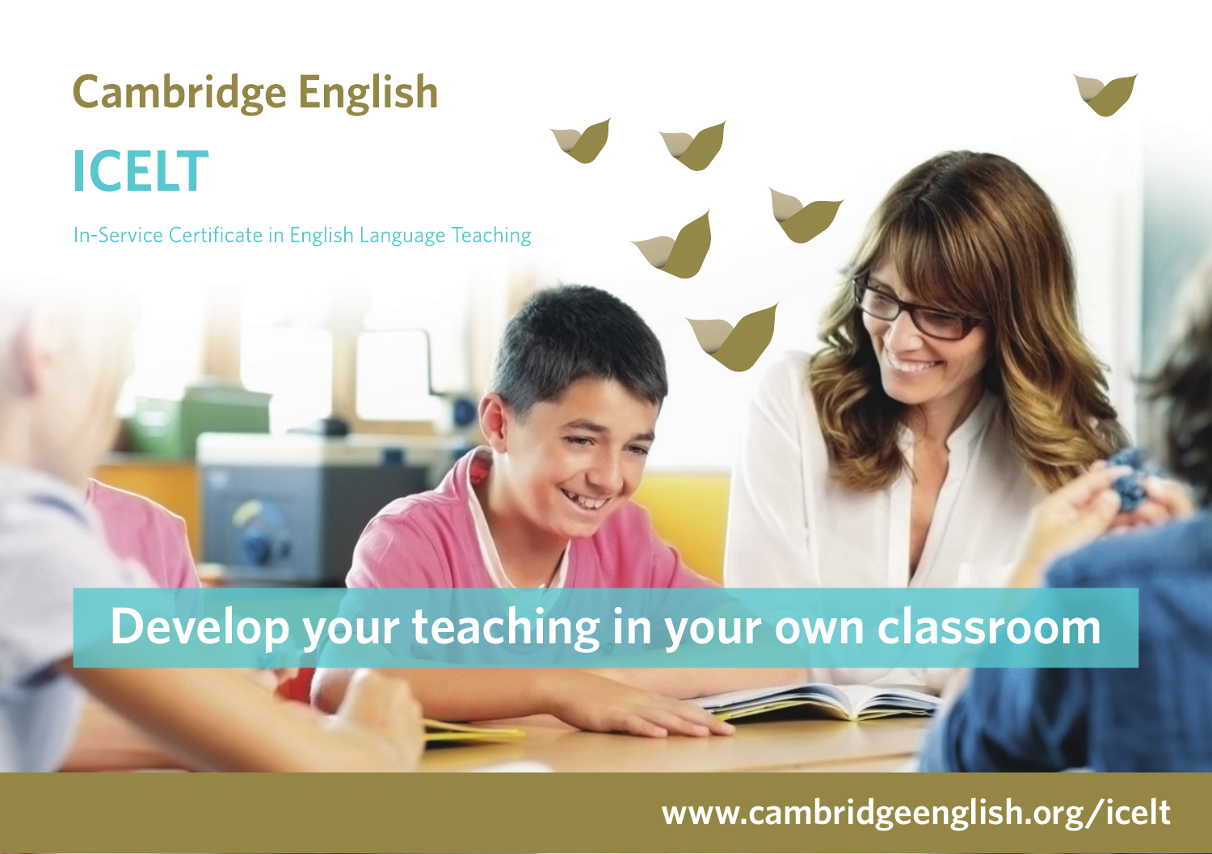# Cambridge English

## ICELT

In-Service Certificate in English Language Teaching

**Develop your teaching in your own classroom**

www.cambridgeenglish.org/icelt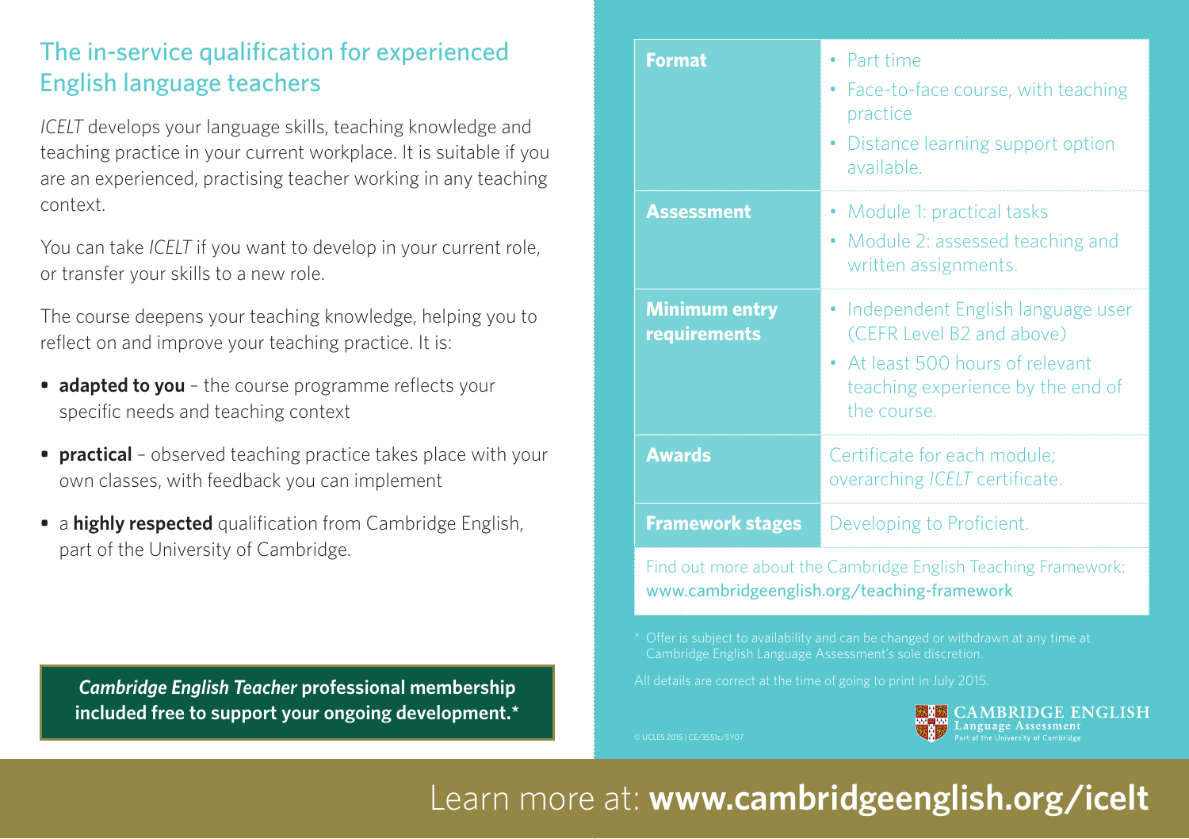## The in-service qualification for experienced English language teachers

*ICELT* develops your language skills, teaching knowledge and teaching practice in your current workplace. It is suitable if you are an experienced, practising teacher working in any teaching context.

You can take *ICELT* if you want to develop in your current role, or transfer your skills to a new role.

The course deepens your teaching knowledge, helping you to reflect on and improve your teaching practice. It is:

- **adapted to you** – the course programme reflects your specific needs and teaching context
- **practical** – observed teaching practice takes place with your own classes, with feedback you can implement
- a **highly respected** qualification from Cambridge English, part of the University of Cambridge.

***Cambridge English Teacher*** **professional membership included free to support your ongoing development.***

| | |
|---|---|
| **Format** | • Part time<br>• Face-to-face course, with teaching practice<br>• Distance learning support option available. |
| **Assessment** | • Module 1: practical tasks<br>• Module 2: assessed teaching and written assignments. |
| **Minimum entry requirements** | • Independent English language user (CEFR Level B2 and above)<br>• At least 500 hours of relevant teaching experience by the end of the course. |
| **Awards** | Certificate for each module; overarching *ICELT* certificate. |
| **Framework stages** | Developing to Proficient. |

Find out more about the Cambridge English Teaching Framework: www.cambridgeenglish.org/teaching-framework

\* Offer is subject to availability and can be changed or withdrawn at any time at Cambridge English Language Assessment's sole discretion.

All details are correct at the time of going to print in July 2015.

© UCLES 2015 | CE/3551c/5Y07

CAMBRIDGE ENGLISH
Language Assessment
Part of the University of Cambridge

Learn more at: **www.cambridgeenglish.org/icelt**